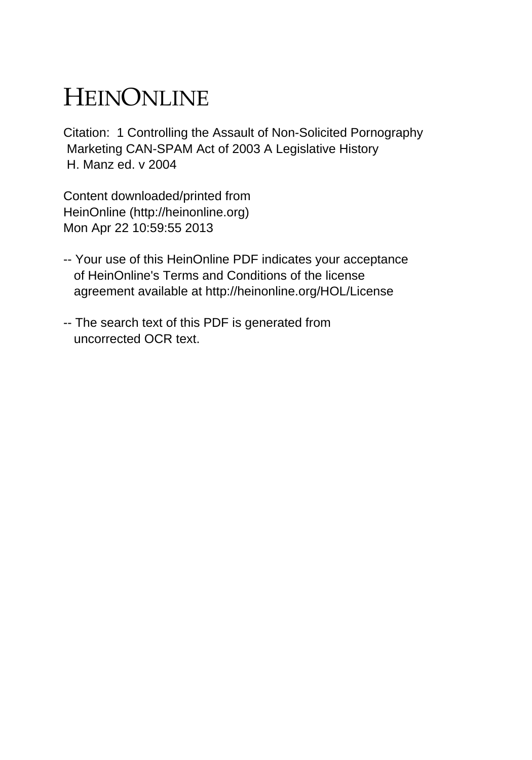# HEINONLINE

Citation: 1 Controlling the Assault of Non-Solicited Pornography
Marketing CAN-SPAM Act of 2003 A Legislative History
H. Manz ed. v 2004

Content downloaded/printed from
HeinOnline (http://heinonline.org)
Mon Apr 22 10:59:55 2013

-- Your use of this HeinOnline PDF indicates your acceptance
of HeinOnline's Terms and Conditions of the license
agreement available at http://heinonline.org/HOL/License

-- The search text of this PDF is generated from
uncorrected OCR text.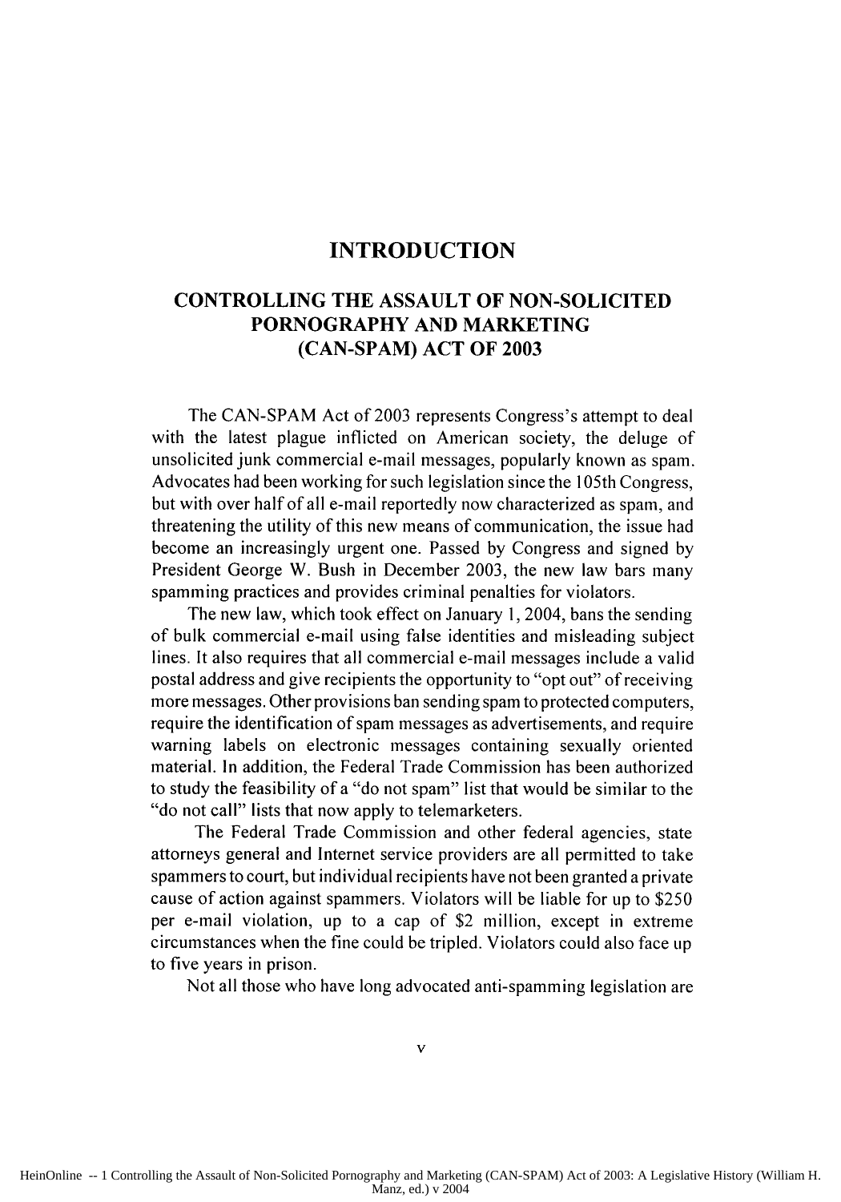# INTRODUCTION

## CONTROLLING THE ASSAULT OF NON-SOLICITED PORNOGRAPHY AND MARKETING (CAN-SPAM) ACT OF 2003

The CAN-SPAM Act of 2003 represents Congress's attempt to deal with the latest plague inflicted on American society, the deluge of unsolicited junk commercial e-mail messages, popularly known as spam. Advocates had been working for such legislation since the 105th Congress, but with over half of all e-mail reportedly now characterized as spam, and threatening the utility of this new means of communication, the issue had become an increasingly urgent one. Passed by Congress and signed by President George W. Bush in December 2003, the new law bars many spamming practices and provides criminal penalties for violators.

The new law, which took effect on January 1, 2004, bans the sending of bulk commercial e-mail using false identities and misleading subject lines. It also requires that all commercial e-mail messages include a valid postal address and give recipients the opportunity to "opt out" of receiving more messages. Other provisions ban sending spam to protected computers, require the identification of spam messages as advertisements, and require warning labels on electronic messages containing sexually oriented material. In addition, the Federal Trade Commission has been authorized to study the feasibility of a "do not spam" list that would be similar to the "do not call" lists that now apply to telemarketers.

The Federal Trade Commission and other federal agencies, state attorneys general and Internet service providers are all permitted to take spammers to court, but individual recipients have not been granted a private cause of action against spammers. Violators will be liable for up to $250 per e-mail violation, up to a cap of $2 million, except in extreme circumstances when the fine could be tripled. Violators could also face up to five years in prison.

Not all those who have long advocated anti-spamming legislation are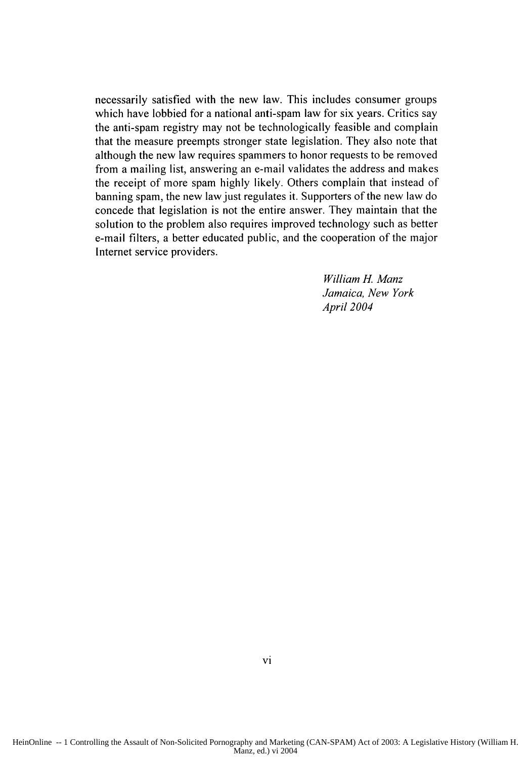necessarily satisfied with the new law. This includes consumer groups which have lobbied for a national anti-spam law for six years. Critics say the anti-spam registry may not be technologically feasible and complain that the measure preempts stronger state legislation. They also note that although the new law requires spammers to honor requests to be removed from a mailing list, answering an e-mail validates the address and makes the receipt of more spam highly likely. Others complain that instead of banning spam, the new law just regulates it. Supporters of the new law do concede that legislation is not the entire answer. They maintain that the solution to the problem also requires improved technology such as better e-mail filters, a better educated public, and the cooperation of the major Internet service providers.

*William H. Manz*
*Jamaica, New York*
*April 2004*